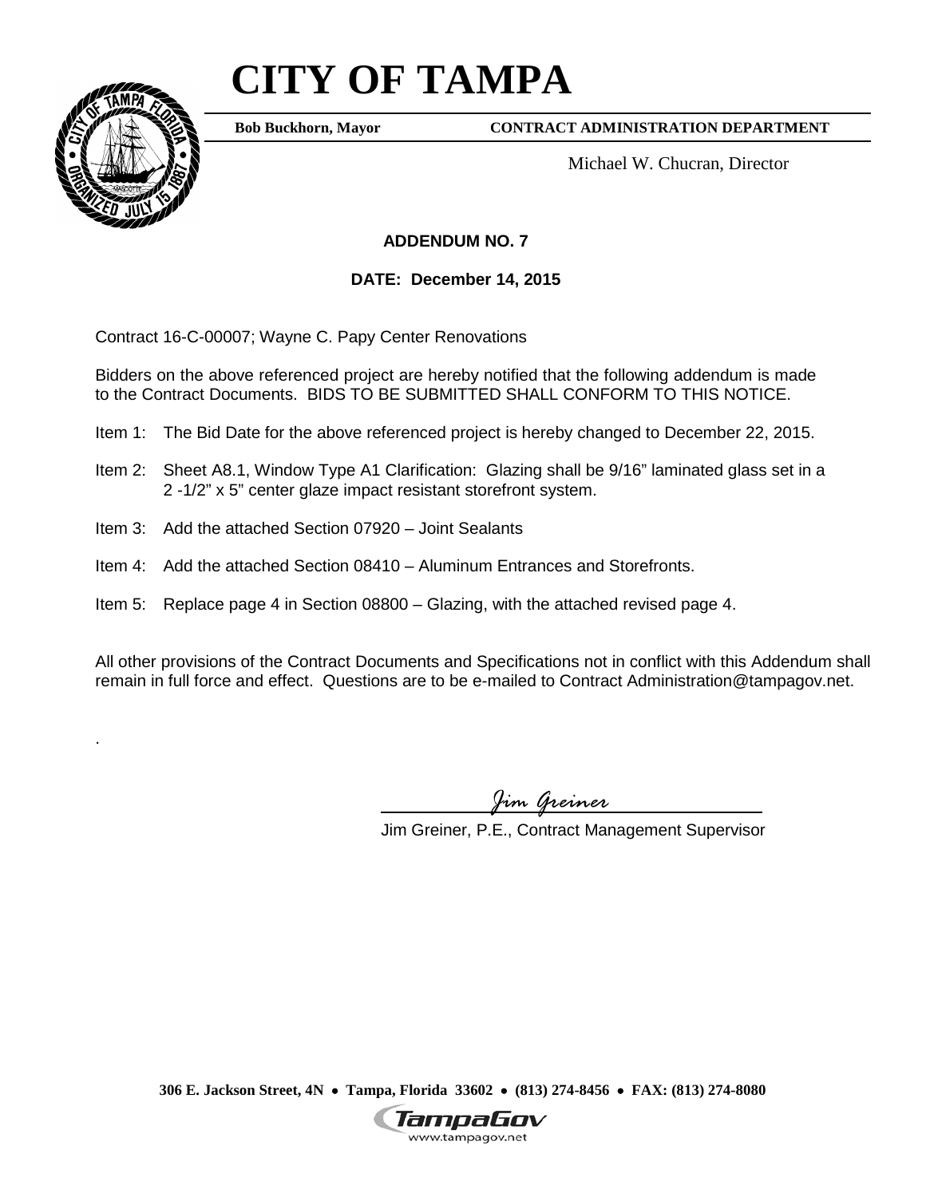# CITY OF TAMPA

**Bob Buckhorn, Mayor** **CONTRACT ADMINISTRATION DEPARTMENT**

Michael W. Chucran, Director

**ADDENDUM NO. 7**

**DATE: December 14, 2015**

Contract 16-C-00007; Wayne C. Papy Center Renovations

Bidders on the above referenced project are hereby notified that the following addendum is made to the Contract Documents. BIDS TO BE SUBMITTED SHALL CONFORM TO THIS NOTICE.

Item 1: The Bid Date for the above referenced project is hereby changed to December 22, 2015.

Item 2: Sheet A8.1, Window Type A1 Clarification: Glazing shall be 9/16" laminated glass set in a 2 -1/2" x 5" center glaze impact resistant storefront system.

Item 3: Add the attached Section 07920 – Joint Sealants

Item 4: Add the attached Section 08410 – Aluminum Entrances and Storefronts.

Item 5: Replace page 4 in Section 08800 – Glazing, with the attached revised page 4.

All other provisions of the Contract Documents and Specifications not in conflict with this Addendum shall remain in full force and effect. Questions are to be e-mailed to Contract Administration@tampagov.net.

.

*Jim Greiner*

Jim Greiner, P.E., Contract Management Supervisor

**306 E. Jackson Street, 4N • Tampa, Florida 33602 • (813) 274-8456 • FAX: (813) 274-8080**

TampaGov
www.tampagov.net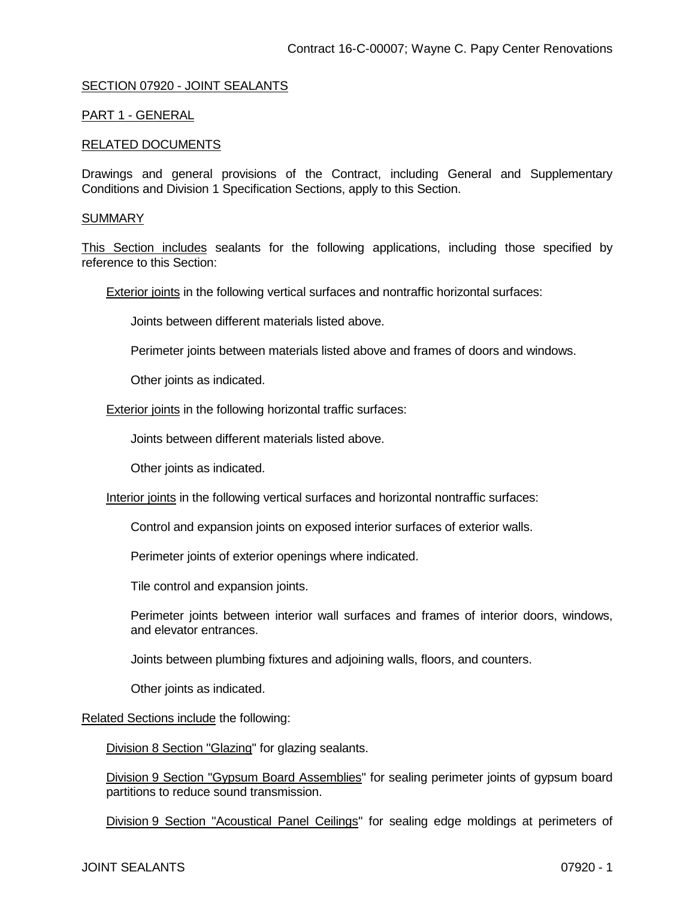## SECTION 07920 - JOINT SEALANTS

### PART 1 - GENERAL

#### RELATED DOCUMENTS

Drawings and general provisions of the Contract, including General and Supplementary Conditions and Division 1 Specification Sections, apply to this Section.

#### SUMMARY

This Section includes sealants for the following applications, including those specified by reference to this Section:

- Exterior joints in the following vertical surfaces and nontraffic horizontal surfaces:
  - Joints between different materials listed above.
  - Perimeter joints between materials listed above and frames of doors and windows.
  - Other joints as indicated.
- Exterior joints in the following horizontal traffic surfaces:
  - Joints between different materials listed above.
  - Other joints as indicated.
- Interior joints in the following vertical surfaces and horizontal nontraffic surfaces:
  - Control and expansion joints on exposed interior surfaces of exterior walls.
  - Perimeter joints of exterior openings where indicated.
  - Tile control and expansion joints.
  - Perimeter joints between interior wall surfaces and frames of interior doors, windows, and elevator entrances.
  - Joints between plumbing fixtures and adjoining walls, floors, and counters.
  - Other joints as indicated.

Related Sections include the following:

- Division 8 Section "Glazing" for glazing sealants.
- Division 9 Section "Gypsum Board Assemblies" for sealing perimeter joints of gypsum board partitions to reduce sound transmission.
- Division 9 Section "Acoustical Panel Ceilings" for sealing edge moldings at perimeters of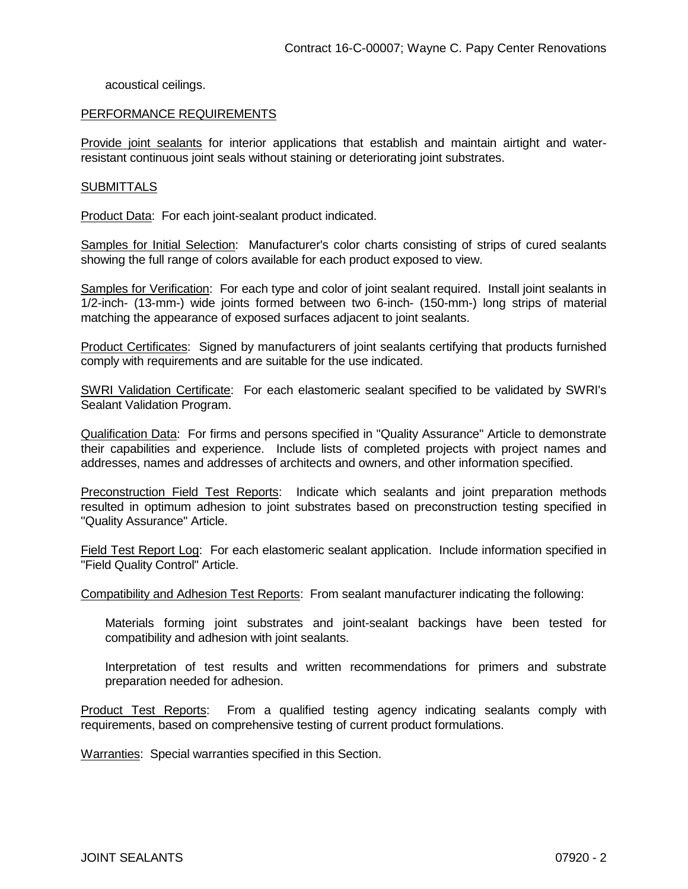acoustical ceilings.

## PERFORMANCE REQUIREMENTS

Provide joint sealants for interior applications that establish and maintain airtight and water-resistant continuous joint seals without staining or deteriorating joint substrates.

## SUBMITTALS

Product Data: For each joint-sealant product indicated.

Samples for Initial Selection: Manufacturer's color charts consisting of strips of cured sealants showing the full range of colors available for each product exposed to view.

Samples for Verification: For each type and color of joint sealant required. Install joint sealants in 1/2-inch- (13-mm-) wide joints formed between two 6-inch- (150-mm-) long strips of material matching the appearance of exposed surfaces adjacent to joint sealants.

Product Certificates: Signed by manufacturers of joint sealants certifying that products furnished comply with requirements and are suitable for the use indicated.

SWRI Validation Certificate: For each elastomeric sealant specified to be validated by SWRI's Sealant Validation Program.

Qualification Data: For firms and persons specified in "Quality Assurance" Article to demonstrate their capabilities and experience. Include lists of completed projects with project names and addresses, names and addresses of architects and owners, and other information specified.

Preconstruction Field Test Reports: Indicate which sealants and joint preparation methods resulted in optimum adhesion to joint substrates based on preconstruction testing specified in "Quality Assurance" Article.

Field Test Report Log: For each elastomeric sealant application. Include information specified in "Field Quality Control" Article.

Compatibility and Adhesion Test Reports: From sealant manufacturer indicating the following:

Materials forming joint substrates and joint-sealant backings have been tested for compatibility and adhesion with joint sealants.

Interpretation of test results and written recommendations for primers and substrate preparation needed for adhesion.

Product Test Reports: From a qualified testing agency indicating sealants comply with requirements, based on comprehensive testing of current product formulations.

Warranties: Special warranties specified in this Section.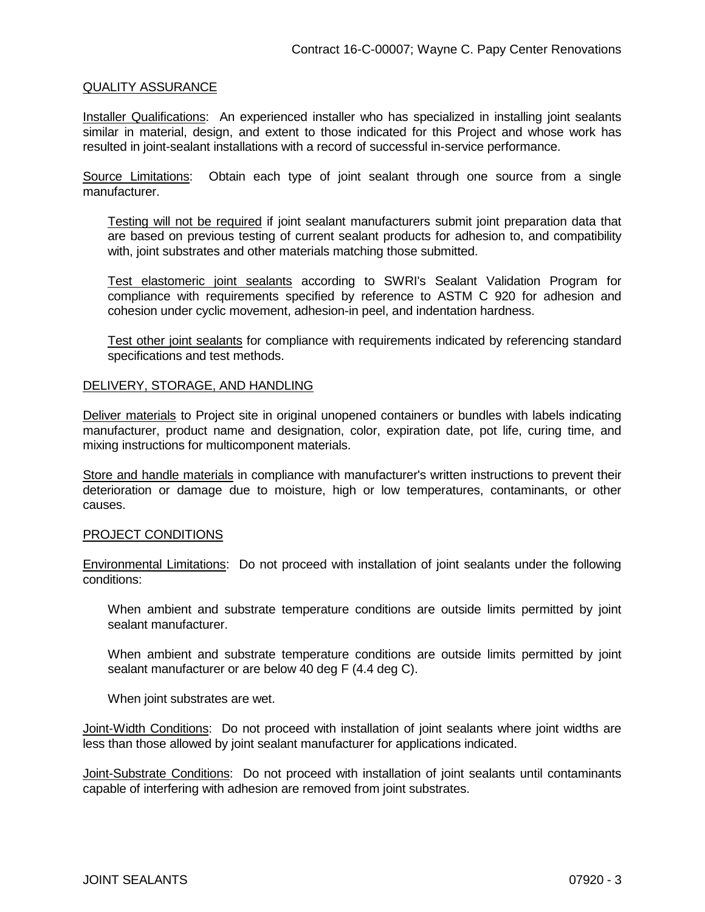## QUALITY ASSURANCE

Installer Qualifications: An experienced installer who has specialized in installing joint sealants similar in material, design, and extent to those indicated for this Project and whose work has resulted in joint-sealant installations with a record of successful in-service performance.

Source Limitations: Obtain each type of joint sealant through one source from a single manufacturer.

Testing will not be required if joint sealant manufacturers submit joint preparation data that are based on previous testing of current sealant products for adhesion to, and compatibility with, joint substrates and other materials matching those submitted.

Test elastomeric joint sealants according to SWRI's Sealant Validation Program for compliance with requirements specified by reference to ASTM C 920 for adhesion and cohesion under cyclic movement, adhesion-in peel, and indentation hardness.

Test other joint sealants for compliance with requirements indicated by referencing standard specifications and test methods.

## DELIVERY, STORAGE, AND HANDLING

Deliver materials to Project site in original unopened containers or bundles with labels indicating manufacturer, product name and designation, color, expiration date, pot life, curing time, and mixing instructions for multicomponent materials.

Store and handle materials in compliance with manufacturer's written instructions to prevent their deterioration or damage due to moisture, high or low temperatures, contaminants, or other causes.

## PROJECT CONDITIONS

Environmental Limitations: Do not proceed with installation of joint sealants under the following conditions:

When ambient and substrate temperature conditions are outside limits permitted by joint sealant manufacturer.

When ambient and substrate temperature conditions are outside limits permitted by joint sealant manufacturer or are below 40 deg F (4.4 deg C).

When joint substrates are wet.

Joint-Width Conditions: Do not proceed with installation of joint sealants where joint widths are less than those allowed by joint sealant manufacturer for applications indicated.

Joint-Substrate Conditions: Do not proceed with installation of joint sealants until contaminants capable of interfering with adhesion are removed from joint substrates.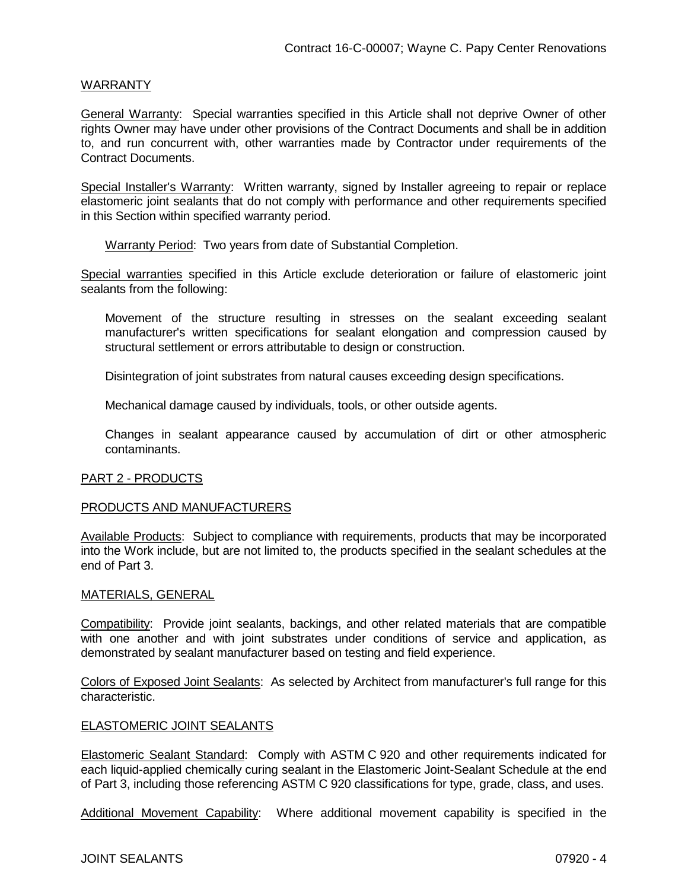## WARRANTY

General Warranty: Special warranties specified in this Article shall not deprive Owner of other rights Owner may have under other provisions of the Contract Documents and shall be in addition to, and run concurrent with, other warranties made by Contractor under requirements of the Contract Documents.

Special Installer's Warranty: Written warranty, signed by Installer agreeing to repair or replace elastomeric joint sealants that do not comply with performance and other requirements specified in this Section within specified warranty period.

- Warranty Period: Two years from date of Substantial Completion.

Special warranties specified in this Article exclude deterioration or failure of elastomeric joint sealants from the following:

- Movement of the structure resulting in stresses on the sealant exceeding sealant manufacturer's written specifications for sealant elongation and compression caused by structural settlement or errors attributable to design or construction.
- Disintegration of joint substrates from natural causes exceeding design specifications.
- Mechanical damage caused by individuals, tools, or other outside agents.
- Changes in sealant appearance caused by accumulation of dirt or other atmospheric contaminants.

# PART 2 - PRODUCTS

## PRODUCTS AND MANUFACTURERS

Available Products: Subject to compliance with requirements, products that may be incorporated into the Work include, but are not limited to, the products specified in the sealant schedules at the end of Part 3.

## MATERIALS, GENERAL

Compatibility: Provide joint sealants, backings, and other related materials that are compatible with one another and with joint substrates under conditions of service and application, as demonstrated by sealant manufacturer based on testing and field experience.

Colors of Exposed Joint Sealants: As selected by Architect from manufacturer's full range for this characteristic.

## ELASTOMERIC JOINT SEALANTS

Elastomeric Sealant Standard: Comply with ASTM C 920 and other requirements indicated for each liquid-applied chemically curing sealant in the Elastomeric Joint-Sealant Schedule at the end of Part 3, including those referencing ASTM C 920 classifications for type, grade, class, and uses.

Additional Movement Capability: Where additional movement capability is specified in the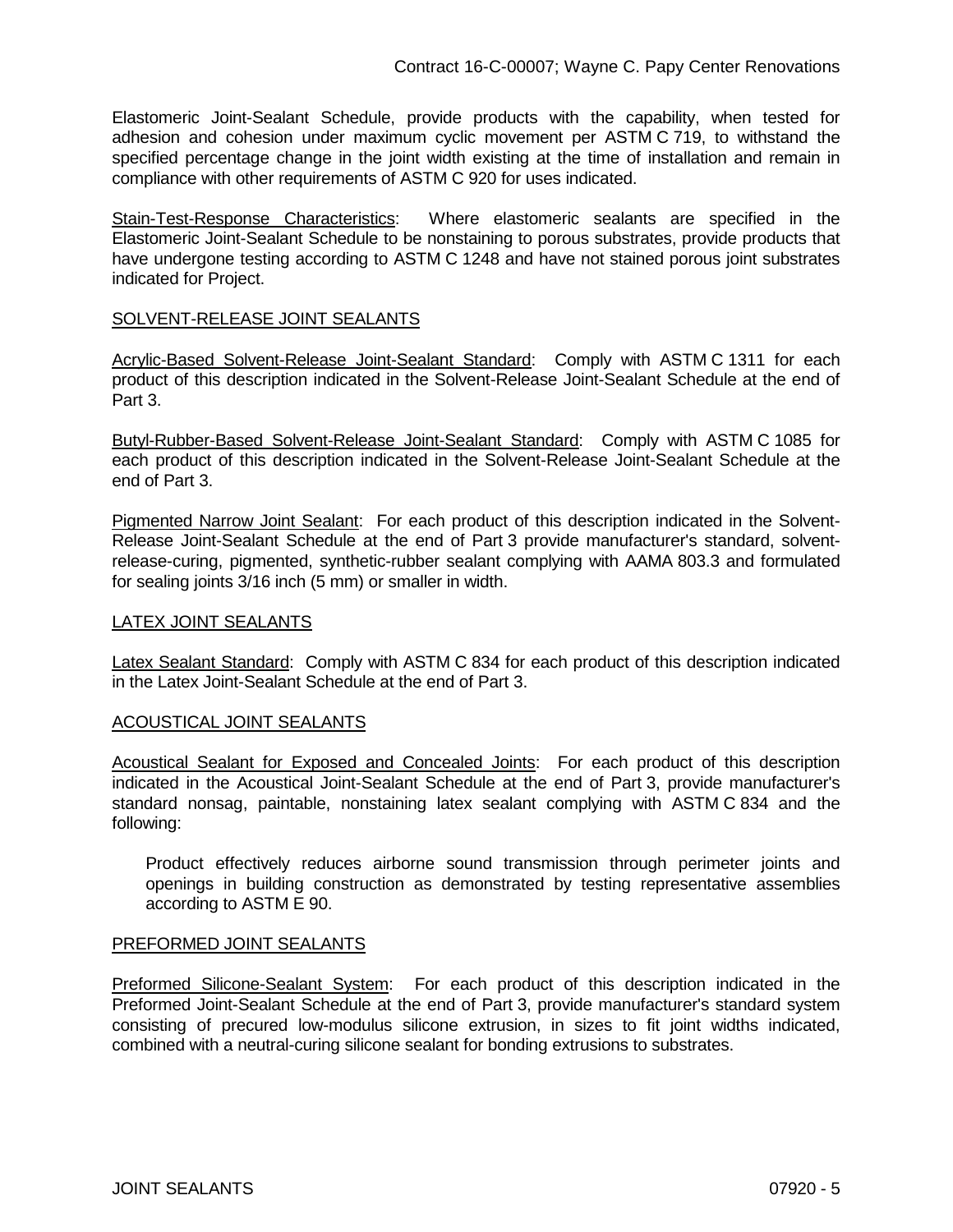Elastomeric Joint-Sealant Schedule, provide products with the capability, when tested for adhesion and cohesion under maximum cyclic movement per ASTM C 719, to withstand the specified percentage change in the joint width existing at the time of installation and remain in compliance with other requirements of ASTM C 920 for uses indicated.

Stain-Test-Response Characteristics: Where elastomeric sealants are specified in the Elastomeric Joint-Sealant Schedule to be nonstaining to porous substrates, provide products that have undergone testing according to ASTM C 1248 and have not stained porous joint substrates indicated for Project.

## SOLVENT-RELEASE JOINT SEALANTS

Acrylic-Based Solvent-Release Joint-Sealant Standard: Comply with ASTM C 1311 for each product of this description indicated in the Solvent-Release Joint-Sealant Schedule at the end of Part 3.

Butyl-Rubber-Based Solvent-Release Joint-Sealant Standard: Comply with ASTM C 1085 for each product of this description indicated in the Solvent-Release Joint-Sealant Schedule at the end of Part 3.

Pigmented Narrow Joint Sealant: For each product of this description indicated in the Solvent-Release Joint-Sealant Schedule at the end of Part 3 provide manufacturer's standard, solvent-release-curing, pigmented, synthetic-rubber sealant complying with AAMA 803.3 and formulated for sealing joints 3/16 inch (5 mm) or smaller in width.

## LATEX JOINT SEALANTS

Latex Sealant Standard: Comply with ASTM C 834 for each product of this description indicated in the Latex Joint-Sealant Schedule at the end of Part 3.

## ACOUSTICAL JOINT SEALANTS

Acoustical Sealant for Exposed and Concealed Joints: For each product of this description indicated in the Acoustical Joint-Sealant Schedule at the end of Part 3, provide manufacturer's standard nonsag, paintable, nonstaining latex sealant complying with ASTM C 834 and the following:

Product effectively reduces airborne sound transmission through perimeter joints and openings in building construction as demonstrated by testing representative assemblies according to ASTM E 90.

## PREFORMED JOINT SEALANTS

Preformed Silicone-Sealant System: For each product of this description indicated in the Preformed Joint-Sealant Schedule at the end of Part 3, provide manufacturer's standard system consisting of precured low-modulus silicone extrusion, in sizes to fit joint widths indicated, combined with a neutral-curing silicone sealant for bonding extrusions to substrates.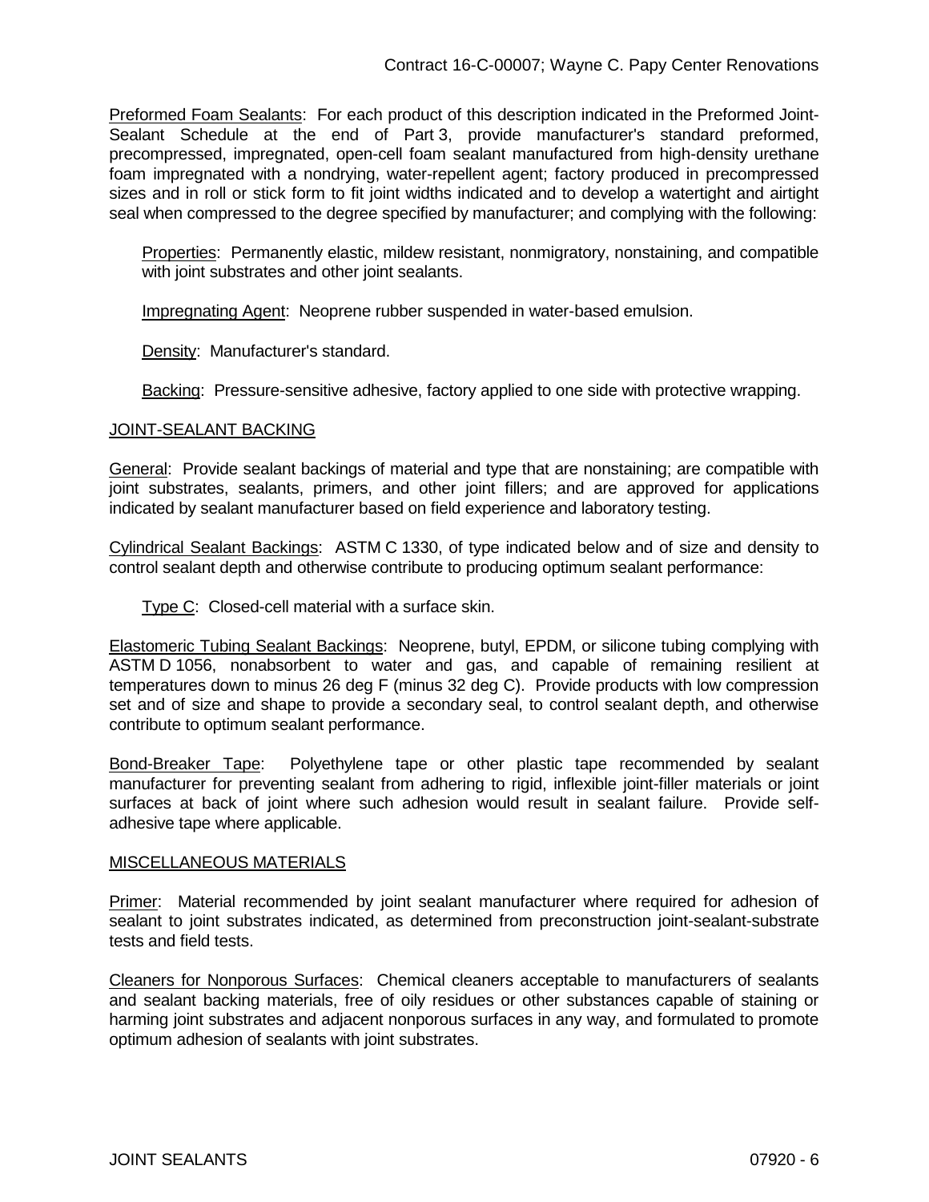Preformed Foam Sealants: For each product of this description indicated in the Preformed Joint-Sealant Schedule at the end of Part 3, provide manufacturer's standard preformed, precompressed, impregnated, open-cell foam sealant manufactured from high-density urethane foam impregnated with a nondrying, water-repellent agent; factory produced in precompressed sizes and in roll or stick form to fit joint widths indicated and to develop a watertight and airtight seal when compressed to the degree specified by manufacturer; and complying with the following:

Properties: Permanently elastic, mildew resistant, nonmigratory, nonstaining, and compatible with joint substrates and other joint sealants.

Impregnating Agent: Neoprene rubber suspended in water-based emulsion.

Density: Manufacturer's standard.

Backing: Pressure-sensitive adhesive, factory applied to one side with protective wrapping.

## JOINT-SEALANT BACKING

General: Provide sealant backings of material and type that are nonstaining; are compatible with joint substrates, sealants, primers, and other joint fillers; and are approved for applications indicated by sealant manufacturer based on field experience and laboratory testing.

Cylindrical Sealant Backings: ASTM C 1330, of type indicated below and of size and density to control sealant depth and otherwise contribute to producing optimum sealant performance:

Type C: Closed-cell material with a surface skin.

Elastomeric Tubing Sealant Backings: Neoprene, butyl, EPDM, or silicone tubing complying with ASTM D 1056, nonabsorbent to water and gas, and capable of remaining resilient at temperatures down to minus 26 deg F (minus 32 deg C). Provide products with low compression set and of size and shape to provide a secondary seal, to control sealant depth, and otherwise contribute to optimum sealant performance.

Bond-Breaker Tape: Polyethylene tape or other plastic tape recommended by sealant manufacturer for preventing sealant from adhering to rigid, inflexible joint-filler materials or joint surfaces at back of joint where such adhesion would result in sealant failure. Provide self-adhesive tape where applicable.

## MISCELLANEOUS MATERIALS

Primer: Material recommended by joint sealant manufacturer where required for adhesion of sealant to joint substrates indicated, as determined from preconstruction joint-sealant-substrate tests and field tests.

Cleaners for Nonporous Surfaces: Chemical cleaners acceptable to manufacturers of sealants and sealant backing materials, free of oily residues or other substances capable of staining or harming joint substrates and adjacent nonporous surfaces in any way, and formulated to promote optimum adhesion of sealants with joint substrates.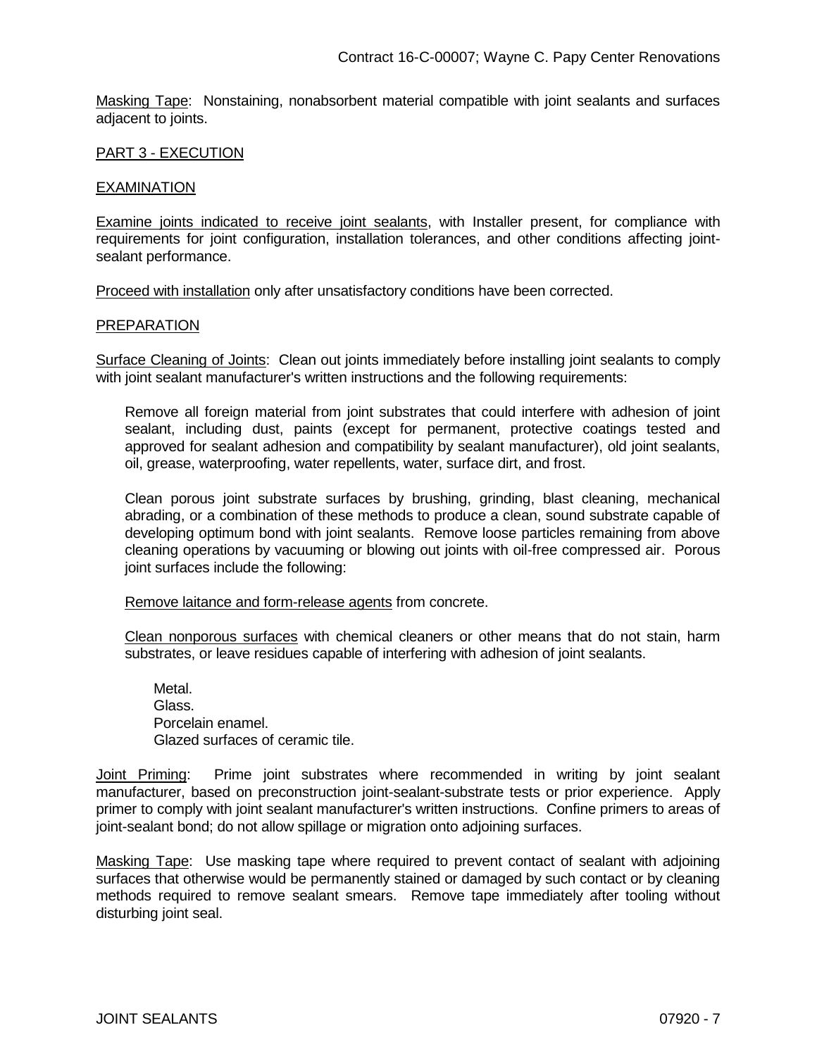Masking Tape: Nonstaining, nonabsorbent material compatible with joint sealants and surfaces adjacent to joints.

## PART 3 - EXECUTION

### EXAMINATION

Examine joints indicated to receive joint sealants, with Installer present, for compliance with requirements for joint configuration, installation tolerances, and other conditions affecting joint-sealant performance.

Proceed with installation only after unsatisfactory conditions have been corrected.

### PREPARATION

Surface Cleaning of Joints: Clean out joints immediately before installing joint sealants to comply with joint sealant manufacturer's written instructions and the following requirements:

Remove all foreign material from joint substrates that could interfere with adhesion of joint sealant, including dust, paints (except for permanent, protective coatings tested and approved for sealant adhesion and compatibility by sealant manufacturer), old joint sealants, oil, grease, waterproofing, water repellents, water, surface dirt, and frost.

Clean porous joint substrate surfaces by brushing, grinding, blast cleaning, mechanical abrading, or a combination of these methods to produce a clean, sound substrate capable of developing optimum bond with joint sealants. Remove loose particles remaining from above cleaning operations by vacuuming or blowing out joints with oil-free compressed air. Porous joint surfaces include the following:

Remove laitance and form-release agents from concrete.

Clean nonporous surfaces with chemical cleaners or other means that do not stain, harm substrates, or leave residues capable of interfering with adhesion of joint sealants.

- Metal.
- Glass.
- Porcelain enamel.
- Glazed surfaces of ceramic tile.

Joint Priming: Prime joint substrates where recommended in writing by joint sealant manufacturer, based on preconstruction joint-sealant-substrate tests or prior experience. Apply primer to comply with joint sealant manufacturer's written instructions. Confine primers to areas of joint-sealant bond; do not allow spillage or migration onto adjoining surfaces.

Masking Tape: Use masking tape where required to prevent contact of sealant with adjoining surfaces that otherwise would be permanently stained or damaged by such contact or by cleaning methods required to remove sealant smears. Remove tape immediately after tooling without disturbing joint seal.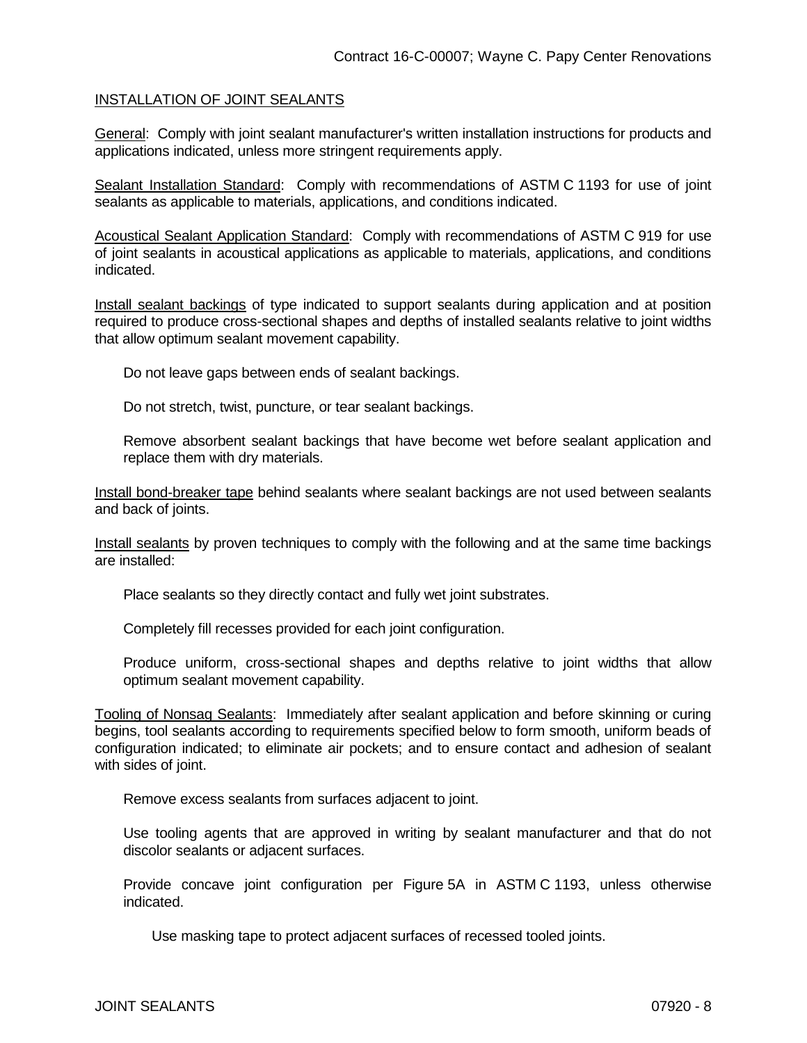## INSTALLATION OF JOINT SEALANTS

General: Comply with joint sealant manufacturer's written installation instructions for products and applications indicated, unless more stringent requirements apply.

Sealant Installation Standard: Comply with recommendations of ASTM C 1193 for use of joint sealants as applicable to materials, applications, and conditions indicated.

Acoustical Sealant Application Standard: Comply with recommendations of ASTM C 919 for use of joint sealants in acoustical applications as applicable to materials, applications, and conditions indicated.

Install sealant backings of type indicated to support sealants during application and at position required to produce cross-sectional shapes and depths of installed sealants relative to joint widths that allow optimum sealant movement capability.

- Do not leave gaps between ends of sealant backings.
- Do not stretch, twist, puncture, or tear sealant backings.
- Remove absorbent sealant backings that have become wet before sealant application and replace them with dry materials.

Install bond-breaker tape behind sealants where sealant backings are not used between sealants and back of joints.

Install sealants by proven techniques to comply with the following and at the same time backings are installed:

- Place sealants so they directly contact and fully wet joint substrates.
- Completely fill recesses provided for each joint configuration.
- Produce uniform, cross-sectional shapes and depths relative to joint widths that allow optimum sealant movement capability.

Tooling of Nonsag Sealants: Immediately after sealant application and before skinning or curing begins, tool sealants according to requirements specified below to form smooth, uniform beads of configuration indicated; to eliminate air pockets; and to ensure contact and adhesion of sealant with sides of joint.

- Remove excess sealants from surfaces adjacent to joint.
- Use tooling agents that are approved in writing by sealant manufacturer and that do not discolor sealants or adjacent surfaces.
- Provide concave joint configuration per Figure 5A in ASTM C 1193, unless otherwise indicated.
    - Use masking tape to protect adjacent surfaces of recessed tooled joints.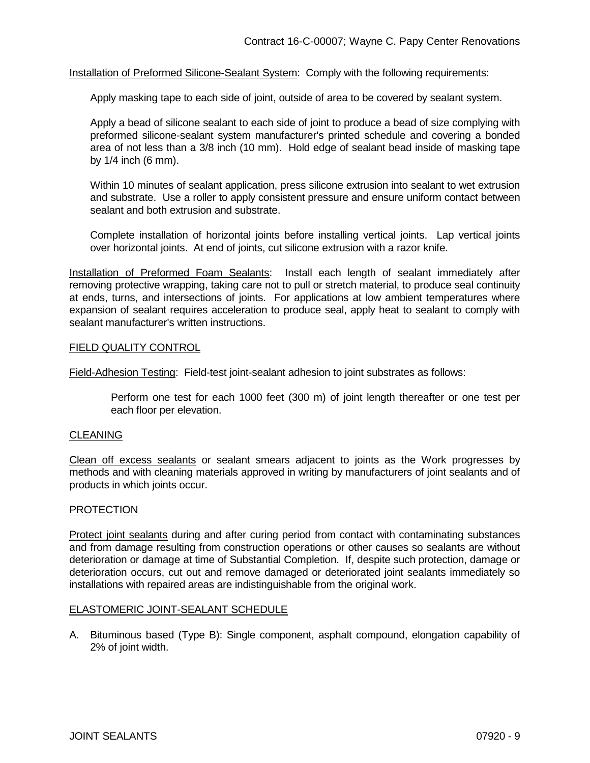Installation of Preformed Silicone-Sealant System: Comply with the following requirements:

Apply masking tape to each side of joint, outside of area to be covered by sealant system.

Apply a bead of silicone sealant to each side of joint to produce a bead of size complying with preformed silicone-sealant system manufacturer's printed schedule and covering a bonded area of not less than a 3/8 inch (10 mm). Hold edge of sealant bead inside of masking tape by 1/4 inch (6 mm).

Within 10 minutes of sealant application, press silicone extrusion into sealant to wet extrusion and substrate. Use a roller to apply consistent pressure and ensure uniform contact between sealant and both extrusion and substrate.

Complete installation of horizontal joints before installing vertical joints. Lap vertical joints over horizontal joints. At end of joints, cut silicone extrusion with a razor knife.

Installation of Preformed Foam Sealants: Install each length of sealant immediately after removing protective wrapping, taking care not to pull or stretch material, to produce seal continuity at ends, turns, and intersections of joints. For applications at low ambient temperatures where expansion of sealant requires acceleration to produce seal, apply heat to sealant to comply with sealant manufacturer's written instructions.

## FIELD QUALITY CONTROL

Field-Adhesion Testing: Field-test joint-sealant adhesion to joint substrates as follows:

Perform one test for each 1000 feet (300 m) of joint length thereafter or one test per each floor per elevation.

## CLEANING

Clean off excess sealants or sealant smears adjacent to joints as the Work progresses by methods and with cleaning materials approved in writing by manufacturers of joint sealants and of products in which joints occur.

## PROTECTION

Protect joint sealants during and after curing period from contact with contaminating substances and from damage resulting from construction operations or other causes so sealants are without deterioration or damage at time of Substantial Completion. If, despite such protection, damage or deterioration occurs, cut out and remove damaged or deteriorated joint sealants immediately so installations with repaired areas are indistinguishable from the original work.

## ELASTOMERIC JOINT-SEALANT SCHEDULE

A. Bituminous based (Type B): Single component, asphalt compound, elongation capability of 2% of joint width.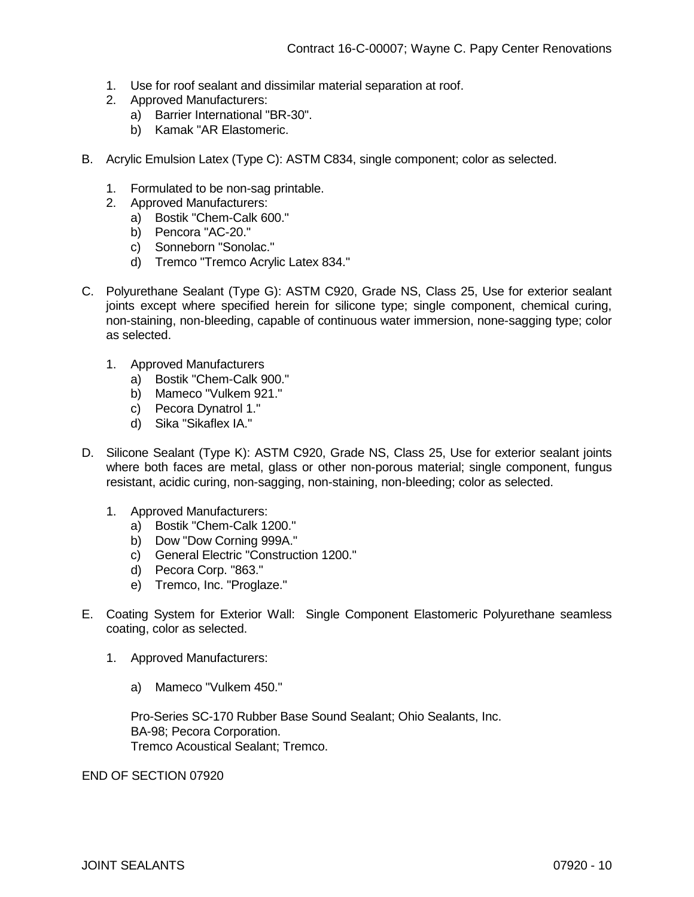1. Use for roof sealant and dissimilar material separation at roof.
2. Approved Manufacturers:
   a) Barrier International "BR-30".
   b) Kamak "AR Elastomeric.

B. Acrylic Emulsion Latex (Type C): ASTM C834, single component; color as selected.

1. Formulated to be non-sag printable.
2. Approved Manufacturers:
   a) Bostik "Chem-Calk 600."
   b) Pencora "AC-20."
   c) Sonneborn "Sonolac."
   d) Tremco "Tremco Acrylic Latex 834."

C. Polyurethane Sealant (Type G): ASTM C920, Grade NS, Class 25, Use for exterior sealant joints except where specified herein for silicone type; single component, chemical curing, non-staining, non-bleeding, capable of continuous water immersion, none-sagging type; color as selected.

1. Approved Manufacturers
   a) Bostik "Chem-Calk 900."
   b) Mameco "Vulkem 921."
   c) Pecora Dynatrol 1."
   d) Sika "Sikaflex IA."

D. Silicone Sealant (Type K): ASTM C920, Grade NS, Class 25, Use for exterior sealant joints where both faces are metal, glass or other non-porous material; single component, fungus resistant, acidic curing, non-sagging, non-staining, non-bleeding; color as selected.

1. Approved Manufacturers:
   a) Bostik "Chem-Calk 1200."
   b) Dow "Dow Corning 999A."
   c) General Electric "Construction 1200."
   d) Pecora Corp. "863."
   e) Tremco, Inc. "Proglaze."

E. Coating System for Exterior Wall: Single Component Elastomeric Polyurethane seamless coating, color as selected.

1. Approved Manufacturers:

   a) Mameco "Vulkem 450."

   Pro-Series SC-170 Rubber Base Sound Sealant; Ohio Sealants, Inc.
   BA-98; Pecora Corporation.
   Tremco Acoustical Sealant; Tremco.

END OF SECTION 07920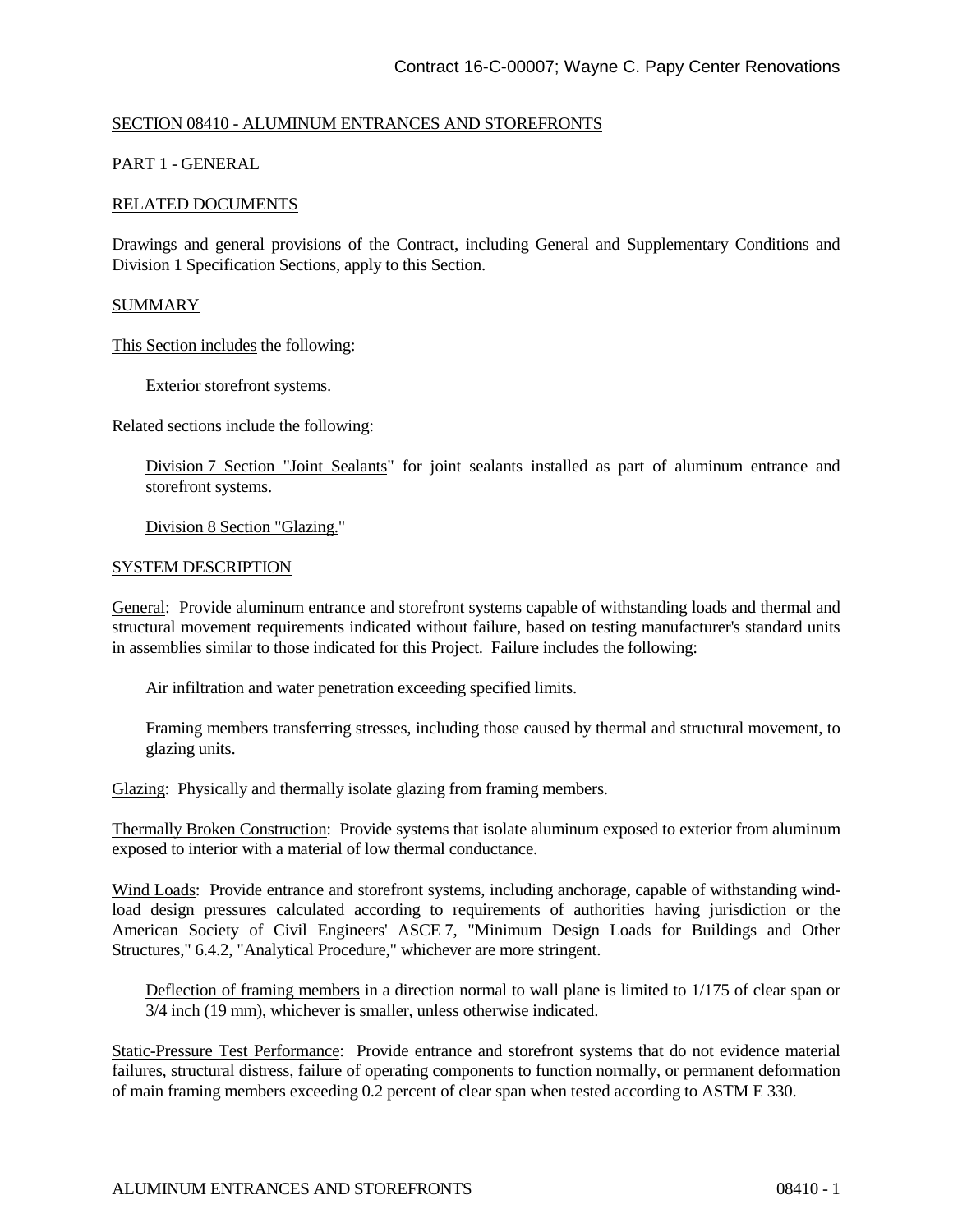## SECTION 08410 - ALUMINUM ENTRANCES AND STOREFRONTS

### PART 1 - GENERAL

#### RELATED DOCUMENTS

Drawings and general provisions of the Contract, including General and Supplementary Conditions and Division 1 Specification Sections, apply to this Section.

#### SUMMARY

This Section includes the following:

Exterior storefront systems.

Related sections include the following:

Division 7 Section "Joint Sealants" for joint sealants installed as part of aluminum entrance and storefront systems.

Division 8 Section "Glazing."

#### SYSTEM DESCRIPTION

General: Provide aluminum entrance and storefront systems capable of withstanding loads and thermal and structural movement requirements indicated without failure, based on testing manufacturer's standard units in assemblies similar to those indicated for this Project. Failure includes the following:

Air infiltration and water penetration exceeding specified limits.

Framing members transferring stresses, including those caused by thermal and structural movement, to glazing units.

Glazing: Physically and thermally isolate glazing from framing members.

Thermally Broken Construction: Provide systems that isolate aluminum exposed to exterior from aluminum exposed to interior with a material of low thermal conductance.

Wind Loads: Provide entrance and storefront systems, including anchorage, capable of withstanding wind-load design pressures calculated according to requirements of authorities having jurisdiction or the American Society of Civil Engineers' ASCE 7, "Minimum Design Loads for Buildings and Other Structures," 6.4.2, "Analytical Procedure," whichever are more stringent.

Deflection of framing members in a direction normal to wall plane is limited to 1/175 of clear span or 3/4 inch (19 mm), whichever is smaller, unless otherwise indicated.

Static-Pressure Test Performance: Provide entrance and storefront systems that do not evidence material failures, structural distress, failure of operating components to function normally, or permanent deformation of main framing members exceeding 0.2 percent of clear span when tested according to ASTM E 330.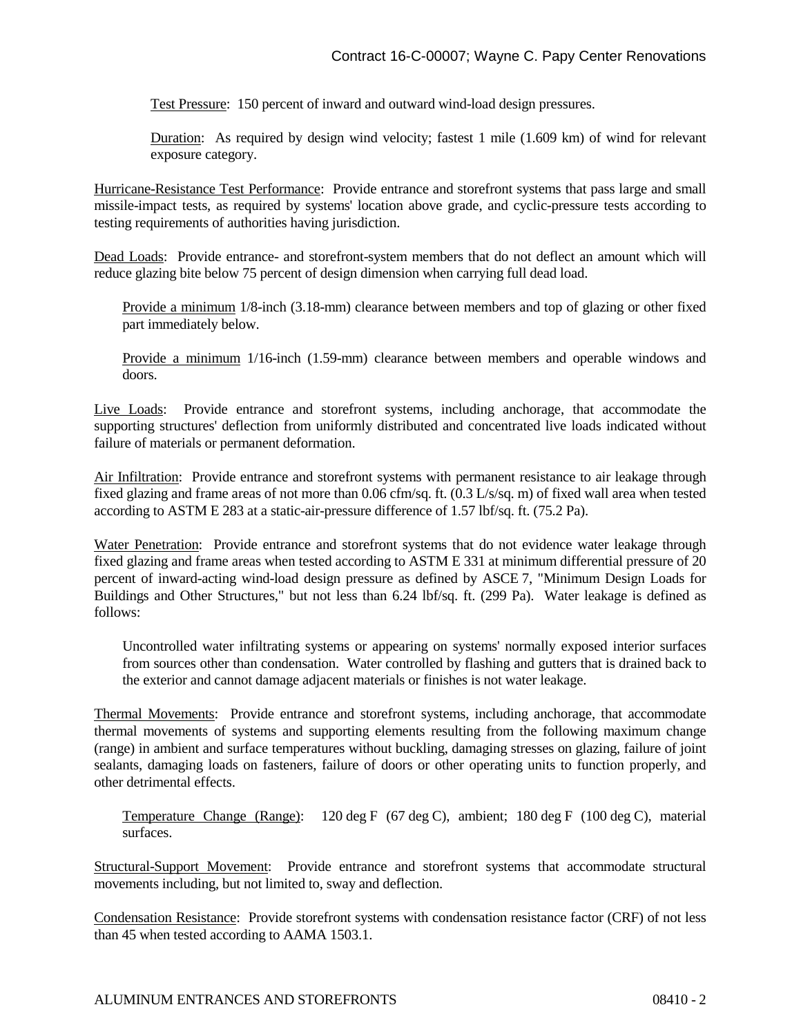Test Pressure: 150 percent of inward and outward wind-load design pressures.

Duration: As required by design wind velocity; fastest 1 mile (1.609 km) of wind for relevant exposure category.

Hurricane-Resistance Test Performance: Provide entrance and storefront systems that pass large and small missile-impact tests, as required by systems' location above grade, and cyclic-pressure tests according to testing requirements of authorities having jurisdiction.

Dead Loads: Provide entrance- and storefront-system members that do not deflect an amount which will reduce glazing bite below 75 percent of design dimension when carrying full dead load.

Provide a minimum 1/8-inch (3.18-mm) clearance between members and top of glazing or other fixed part immediately below.

Provide a minimum 1/16-inch (1.59-mm) clearance between members and operable windows and doors.

Live Loads: Provide entrance and storefront systems, including anchorage, that accommodate the supporting structures' deflection from uniformly distributed and concentrated live loads indicated without failure of materials or permanent deformation.

Air Infiltration: Provide entrance and storefront systems with permanent resistance to air leakage through fixed glazing and frame areas of not more than 0.06 cfm/sq. ft. (0.3 L/s/sq. m) of fixed wall area when tested according to ASTM E 283 at a static-air-pressure difference of 1.57 lbf/sq. ft. (75.2 Pa).

Water Penetration: Provide entrance and storefront systems that do not evidence water leakage through fixed glazing and frame areas when tested according to ASTM E 331 at minimum differential pressure of 20 percent of inward-acting wind-load design pressure as defined by ASCE 7, "Minimum Design Loads for Buildings and Other Structures," but not less than 6.24 lbf/sq. ft. (299 Pa). Water leakage is defined as follows:

Uncontrolled water infiltrating systems or appearing on systems' normally exposed interior surfaces from sources other than condensation. Water controlled by flashing and gutters that is drained back to the exterior and cannot damage adjacent materials or finishes is not water leakage.

Thermal Movements: Provide entrance and storefront systems, including anchorage, that accommodate thermal movements of systems and supporting elements resulting from the following maximum change (range) in ambient and surface temperatures without buckling, damaging stresses on glazing, failure of joint sealants, damaging loads on fasteners, failure of doors or other operating units to function properly, and other detrimental effects.

Temperature Change (Range): 120 deg F (67 deg C), ambient; 180 deg F (100 deg C), material surfaces.

Structural-Support Movement: Provide entrance and storefront systems that accommodate structural movements including, but not limited to, sway and deflection.

Condensation Resistance: Provide storefront systems with condensation resistance factor (CRF) of not less than 45 when tested according to AAMA 1503.1.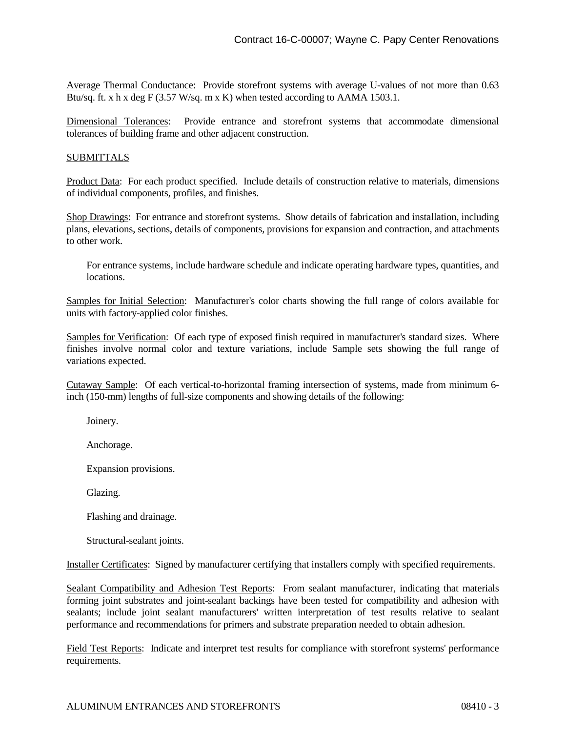Average Thermal Conductance: Provide storefront systems with average U-values of not more than 0.63 Btu/sq. ft. x h x deg F (3.57 W/sq. m x K) when tested according to AAMA 1503.1.

Dimensional Tolerances: Provide entrance and storefront systems that accommodate dimensional tolerances of building frame and other adjacent construction.

## SUBMITTALS

Product Data: For each product specified. Include details of construction relative to materials, dimensions of individual components, profiles, and finishes.

Shop Drawings: For entrance and storefront systems. Show details of fabrication and installation, including plans, elevations, sections, details of components, provisions for expansion and contraction, and attachments to other work.

For entrance systems, include hardware schedule and indicate operating hardware types, quantities, and locations.

Samples for Initial Selection: Manufacturer's color charts showing the full range of colors available for units with factory-applied color finishes.

Samples for Verification: Of each type of exposed finish required in manufacturer's standard sizes. Where finishes involve normal color and texture variations, include Sample sets showing the full range of variations expected.

Cutaway Sample: Of each vertical-to-horizontal framing intersection of systems, made from minimum 6-inch (150-mm) lengths of full-size components and showing details of the following:

Joinery.

Anchorage.

Expansion provisions.

Glazing.

Flashing and drainage.

Structural-sealant joints.

Installer Certificates: Signed by manufacturer certifying that installers comply with specified requirements.

Sealant Compatibility and Adhesion Test Reports: From sealant manufacturer, indicating that materials forming joint substrates and joint-sealant backings have been tested for compatibility and adhesion with sealants; include joint sealant manufacturers' written interpretation of test results relative to sealant performance and recommendations for primers and substrate preparation needed to obtain adhesion.

Field Test Reports: Indicate and interpret test results for compliance with storefront systems' performance requirements.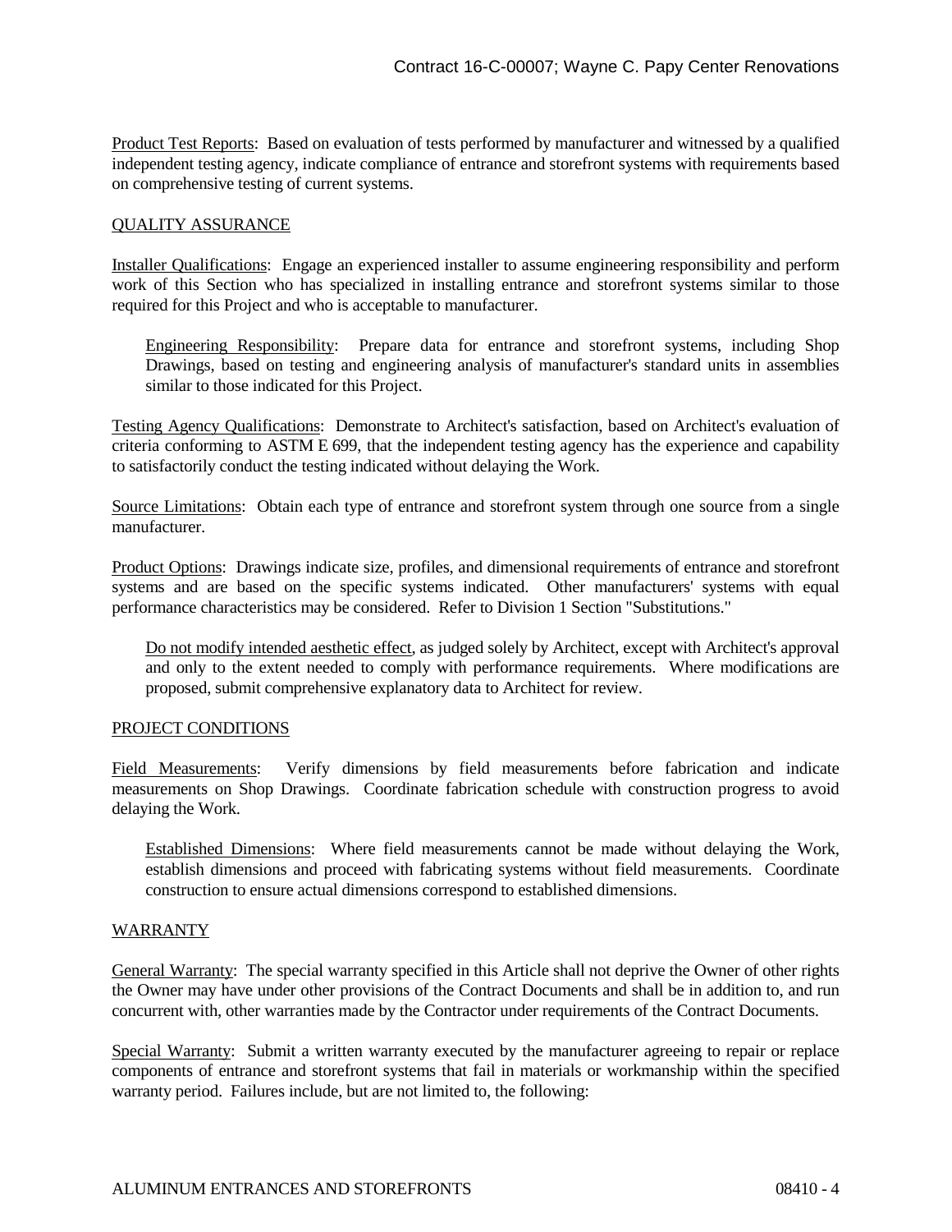Product Test Reports: Based on evaluation of tests performed by manufacturer and witnessed by a qualified independent testing agency, indicate compliance of entrance and storefront systems with requirements based on comprehensive testing of current systems.

## QUALITY ASSURANCE

Installer Qualifications: Engage an experienced installer to assume engineering responsibility and perform work of this Section who has specialized in installing entrance and storefront systems similar to those required for this Project and who is acceptable to manufacturer.

> Engineering Responsibility: Prepare data for entrance and storefront systems, including Shop Drawings, based on testing and engineering analysis of manufacturer's standard units in assemblies similar to those indicated for this Project.

Testing Agency Qualifications: Demonstrate to Architect's satisfaction, based on Architect's evaluation of criteria conforming to ASTM E 699, that the independent testing agency has the experience and capability to satisfactorily conduct the testing indicated without delaying the Work.

Source Limitations: Obtain each type of entrance and storefront system through one source from a single manufacturer.

Product Options: Drawings indicate size, profiles, and dimensional requirements of entrance and storefront systems and are based on the specific systems indicated. Other manufacturers' systems with equal performance characteristics may be considered. Refer to Division 1 Section "Substitutions."

> Do not modify intended aesthetic effect, as judged solely by Architect, except with Architect's approval and only to the extent needed to comply with performance requirements. Where modifications are proposed, submit comprehensive explanatory data to Architect for review.

## PROJECT CONDITIONS

Field Measurements: Verify dimensions by field measurements before fabrication and indicate measurements on Shop Drawings. Coordinate fabrication schedule with construction progress to avoid delaying the Work.

> Established Dimensions: Where field measurements cannot be made without delaying the Work, establish dimensions and proceed with fabricating systems without field measurements. Coordinate construction to ensure actual dimensions correspond to established dimensions.

## WARRANTY

General Warranty: The special warranty specified in this Article shall not deprive the Owner of other rights the Owner may have under other provisions of the Contract Documents and shall be in addition to, and run concurrent with, other warranties made by the Contractor under requirements of the Contract Documents.

Special Warranty: Submit a written warranty executed by the manufacturer agreeing to repair or replace components of entrance and storefront systems that fail in materials or workmanship within the specified warranty period. Failures include, but are not limited to, the following: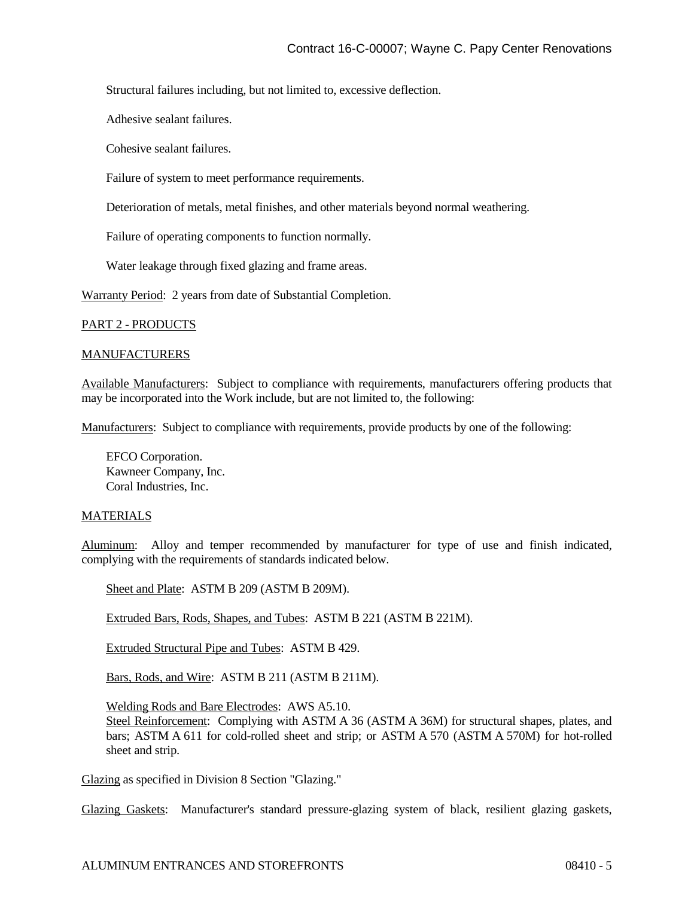Structural failures including, but not limited to, excessive deflection.

Adhesive sealant failures.

Cohesive sealant failures.

Failure of system to meet performance requirements.

Deterioration of metals, metal finishes, and other materials beyond normal weathering.

Failure of operating components to function normally.

Water leakage through fixed glazing and frame areas.

Warranty Period: 2 years from date of Substantial Completion.

## PART 2 - PRODUCTS

### MANUFACTURERS

Available Manufacturers: Subject to compliance with requirements, manufacturers offering products that may be incorporated into the Work include, but are not limited to, the following:

Manufacturers: Subject to compliance with requirements, provide products by one of the following:

EFCO Corporation.
Kawneer Company, Inc.
Coral Industries, Inc.

### MATERIALS

Aluminum: Alloy and temper recommended by manufacturer for type of use and finish indicated, complying with the requirements of standards indicated below.

Sheet and Plate: ASTM B 209 (ASTM B 209M).

Extruded Bars, Rods, Shapes, and Tubes: ASTM B 221 (ASTM B 221M).

Extruded Structural Pipe and Tubes: ASTM B 429.

Bars, Rods, and Wire: ASTM B 211 (ASTM B 211M).

Welding Rods and Bare Electrodes: AWS A5.10.
Steel Reinforcement: Complying with ASTM A 36 (ASTM A 36M) for structural shapes, plates, and bars; ASTM A 611 for cold-rolled sheet and strip; or ASTM A 570 (ASTM A 570M) for hot-rolled sheet and strip.

Glazing as specified in Division 8 Section "Glazing."

Glazing Gaskets: Manufacturer's standard pressure-glazing system of black, resilient glazing gaskets,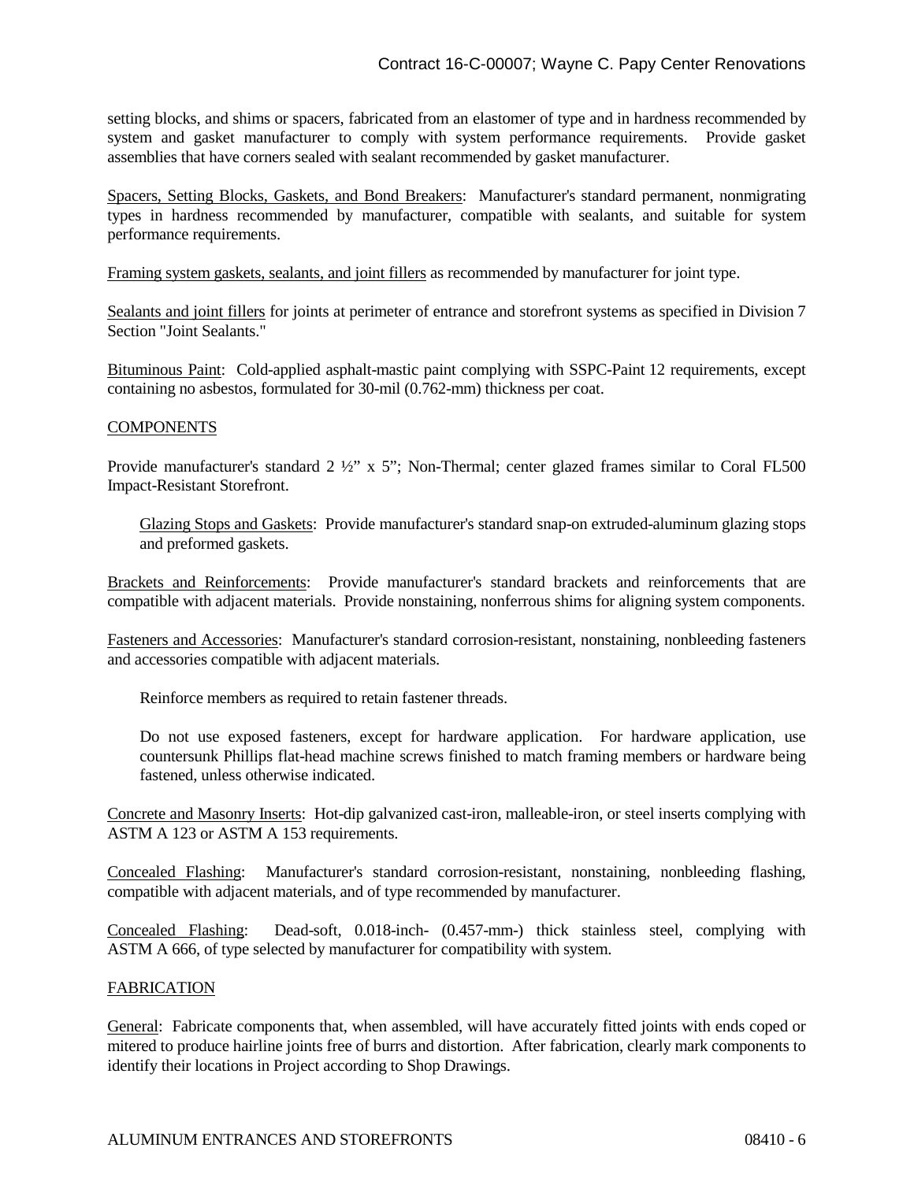setting blocks, and shims or spacers, fabricated from an elastomer of type and in hardness recommended by system and gasket manufacturer to comply with system performance requirements. Provide gasket assemblies that have corners sealed with sealant recommended by gasket manufacturer.

Spacers, Setting Blocks, Gaskets, and Bond Breakers: Manufacturer's standard permanent, nonmigrating types in hardness recommended by manufacturer, compatible with sealants, and suitable for system performance requirements.

Framing system gaskets, sealants, and joint fillers as recommended by manufacturer for joint type.

Sealants and joint fillers for joints at perimeter of entrance and storefront systems as specified in Division 7 Section "Joint Sealants."

Bituminous Paint: Cold-applied asphalt-mastic paint complying with SSPC-Paint 12 requirements, except containing no asbestos, formulated for 30-mil (0.762-mm) thickness per coat.

COMPONENTS

Provide manufacturer's standard 2 ½" x 5"; Non-Thermal; center glazed frames similar to Coral FL500 Impact-Resistant Storefront.

Glazing Stops and Gaskets: Provide manufacturer's standard snap-on extruded-aluminum glazing stops and preformed gaskets.

Brackets and Reinforcements: Provide manufacturer's standard brackets and reinforcements that are compatible with adjacent materials. Provide nonstaining, nonferrous shims for aligning system components.

Fasteners and Accessories: Manufacturer's standard corrosion-resistant, nonstaining, nonbleeding fasteners and accessories compatible with adjacent materials.

Reinforce members as required to retain fastener threads.

Do not use exposed fasteners, except for hardware application. For hardware application, use countersunk Phillips flat-head machine screws finished to match framing members or hardware being fastened, unless otherwise indicated.

Concrete and Masonry Inserts: Hot-dip galvanized cast-iron, malleable-iron, or steel inserts complying with ASTM A 123 or ASTM A 153 requirements.

Concealed Flashing: Manufacturer's standard corrosion-resistant, nonstaining, nonbleeding flashing, compatible with adjacent materials, and of type recommended by manufacturer.

Concealed Flashing: Dead-soft, 0.018-inch- (0.457-mm-) thick stainless steel, complying with ASTM A 666, of type selected by manufacturer for compatibility with system.

FABRICATION

General: Fabricate components that, when assembled, will have accurately fitted joints with ends coped or mitered to produce hairline joints free of burrs and distortion. After fabrication, clearly mark components to identify their locations in Project according to Shop Drawings.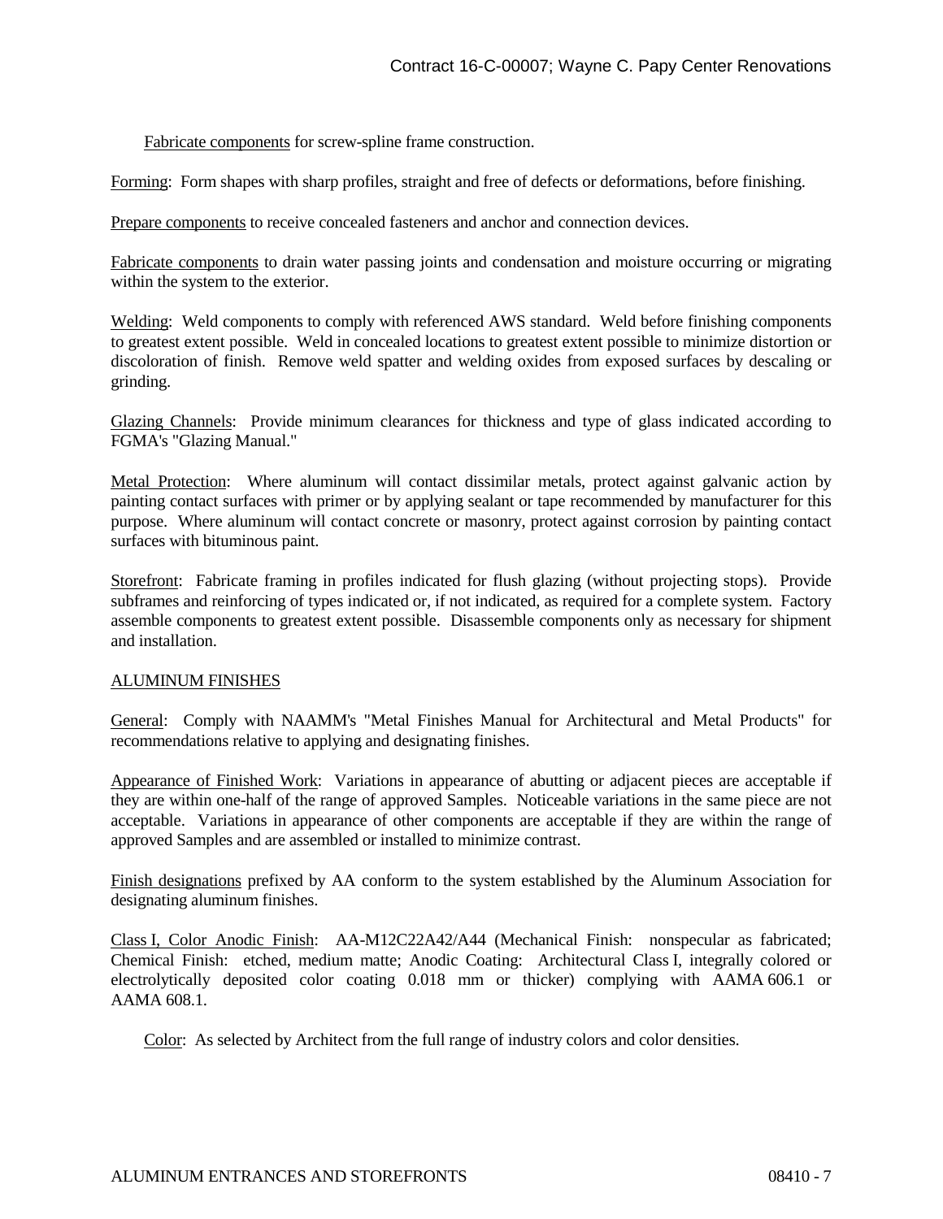Fabricate components for screw-spline frame construction.

Forming: Form shapes with sharp profiles, straight and free of defects or deformations, before finishing.

Prepare components to receive concealed fasteners and anchor and connection devices.

Fabricate components to drain water passing joints and condensation and moisture occurring or migrating within the system to the exterior.

Welding: Weld components to comply with referenced AWS standard. Weld before finishing components to greatest extent possible. Weld in concealed locations to greatest extent possible to minimize distortion or discoloration of finish. Remove weld spatter and welding oxides from exposed surfaces by descaling or grinding.

Glazing Channels: Provide minimum clearances for thickness and type of glass indicated according to FGMA's "Glazing Manual."

Metal Protection: Where aluminum will contact dissimilar metals, protect against galvanic action by painting contact surfaces with primer or by applying sealant or tape recommended by manufacturer for this purpose. Where aluminum will contact concrete or masonry, protect against corrosion by painting contact surfaces with bituminous paint.

Storefront: Fabricate framing in profiles indicated for flush glazing (without projecting stops). Provide subframes and reinforcing of types indicated or, if not indicated, as required for a complete system. Factory assemble components to greatest extent possible. Disassemble components only as necessary for shipment and installation.

## ALUMINUM FINISHES

General: Comply with NAAMM's "Metal Finishes Manual for Architectural and Metal Products" for recommendations relative to applying and designating finishes.

Appearance of Finished Work: Variations in appearance of abutting or adjacent pieces are acceptable if they are within one-half of the range of approved Samples. Noticeable variations in the same piece are not acceptable. Variations in appearance of other components are acceptable if they are within the range of approved Samples and are assembled or installed to minimize contrast.

Finish designations prefixed by AA conform to the system established by the Aluminum Association for designating aluminum finishes.

Class I, Color Anodic Finish: AA-M12C22A42/A44 (Mechanical Finish: nonspecular as fabricated; Chemical Finish: etched, medium matte; Anodic Coating: Architectural Class I, integrally colored or electrolytically deposited color coating 0.018 mm or thicker) complying with AAMA 606.1 or AAMA 608.1.

Color: As selected by Architect from the full range of industry colors and color densities.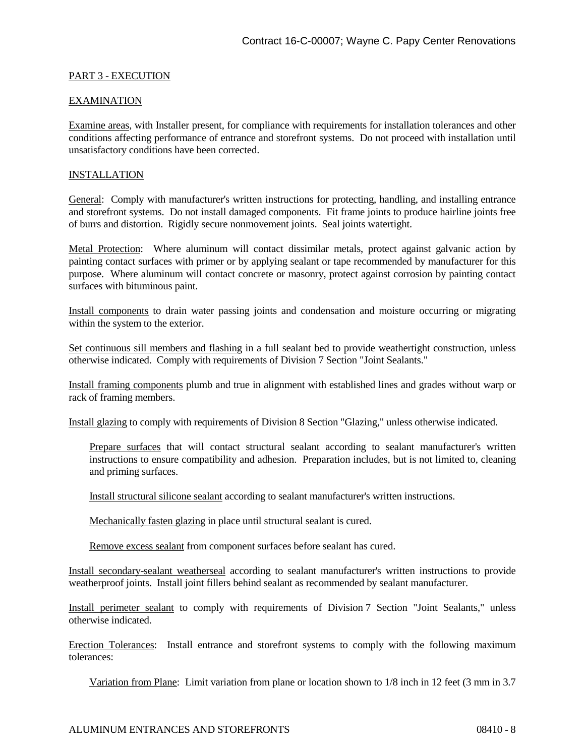## PART 3 - EXECUTION

### EXAMINATION

Examine areas, with Installer present, for compliance with requirements for installation tolerances and other conditions affecting performance of entrance and storefront systems. Do not proceed with installation until unsatisfactory conditions have been corrected.

### INSTALLATION

General: Comply with manufacturer's written instructions for protecting, handling, and installing entrance and storefront systems. Do not install damaged components. Fit frame joints to produce hairline joints free of burrs and distortion. Rigidly secure nonmovement joints. Seal joints watertight.

Metal Protection: Where aluminum will contact dissimilar metals, protect against galvanic action by painting contact surfaces with primer or by applying sealant or tape recommended by manufacturer for this purpose. Where aluminum will contact concrete or masonry, protect against corrosion by painting contact surfaces with bituminous paint.

Install components to drain water passing joints and condensation and moisture occurring or migrating within the system to the exterior.

Set continuous sill members and flashing in a full sealant bed to provide weathertight construction, unless otherwise indicated. Comply with requirements of Division 7 Section "Joint Sealants."

Install framing components plumb and true in alignment with established lines and grades without warp or rack of framing members.

Install glazing to comply with requirements of Division 8 Section "Glazing," unless otherwise indicated.

- Prepare surfaces that will contact structural sealant according to sealant manufacturer's written instructions to ensure compatibility and adhesion. Preparation includes, but is not limited to, cleaning and priming surfaces.
- Install structural silicone sealant according to sealant manufacturer's written instructions.
- Mechanically fasten glazing in place until structural sealant is cured.
- Remove excess sealant from component surfaces before sealant has cured.

Install secondary-sealant weatherseal according to sealant manufacturer's written instructions to provide weatherproof joints. Install joint fillers behind sealant as recommended by sealant manufacturer.

Install perimeter sealant to comply with requirements of Division 7 Section "Joint Sealants," unless otherwise indicated.

Erection Tolerances: Install entrance and storefront systems to comply with the following maximum tolerances:

- Variation from Plane: Limit variation from plane or location shown to 1/8 inch in 12 feet (3 mm in 3.7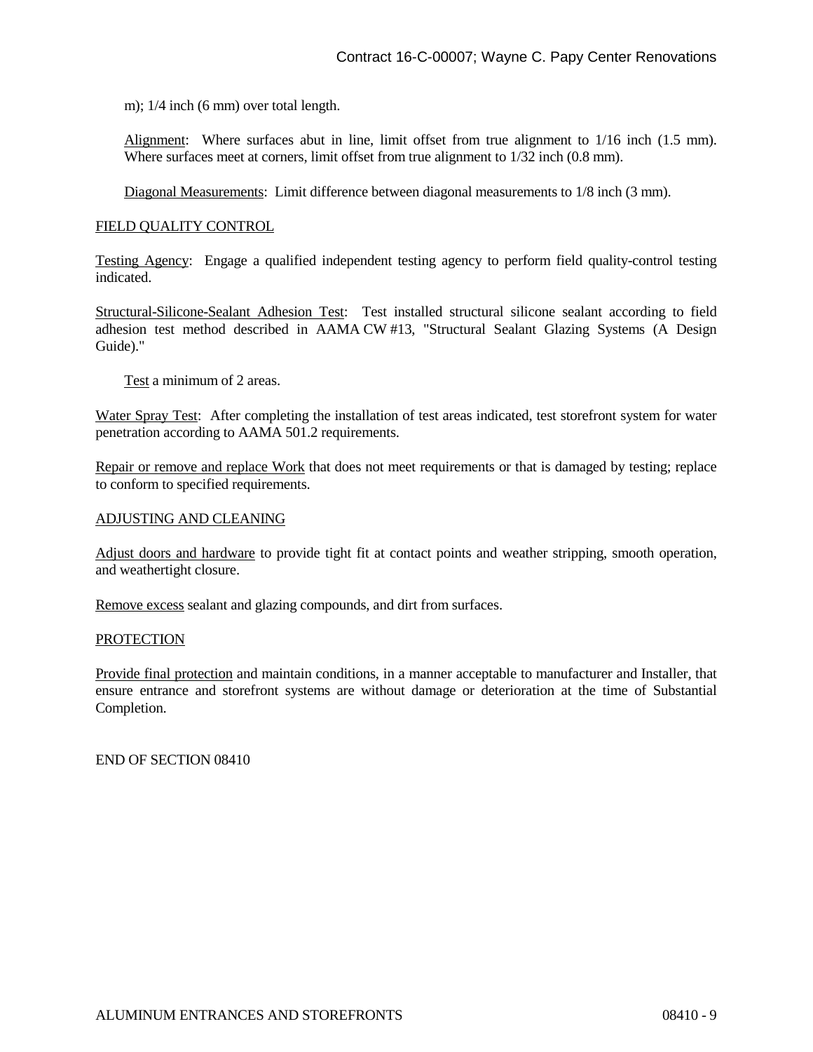m); 1/4 inch (6 mm) over total length.

Alignment: Where surfaces abut in line, limit offset from true alignment to 1/16 inch (1.5 mm). Where surfaces meet at corners, limit offset from true alignment to 1/32 inch (0.8 mm).

Diagonal Measurements: Limit difference between diagonal measurements to 1/8 inch (3 mm).

## FIELD QUALITY CONTROL

Testing Agency: Engage a qualified independent testing agency to perform field quality-control testing indicated.

Structural-Silicone-Sealant Adhesion Test: Test installed structural silicone sealant according to field adhesion test method described in AAMA CW #13, "Structural Sealant Glazing Systems (A Design Guide)."

Test a minimum of 2 areas.

Water Spray Test: After completing the installation of test areas indicated, test storefront system for water penetration according to AAMA 501.2 requirements.

Repair or remove and replace Work that does not meet requirements or that is damaged by testing; replace to conform to specified requirements.

## ADJUSTING AND CLEANING

Adjust doors and hardware to provide tight fit at contact points and weather stripping, smooth operation, and weathertight closure.

Remove excess sealant and glazing compounds, and dirt from surfaces.

## PROTECTION

Provide final protection and maintain conditions, in a manner acceptable to manufacturer and Installer, that ensure entrance and storefront systems are without damage or deterioration at the time of Substantial Completion.

END OF SECTION 08410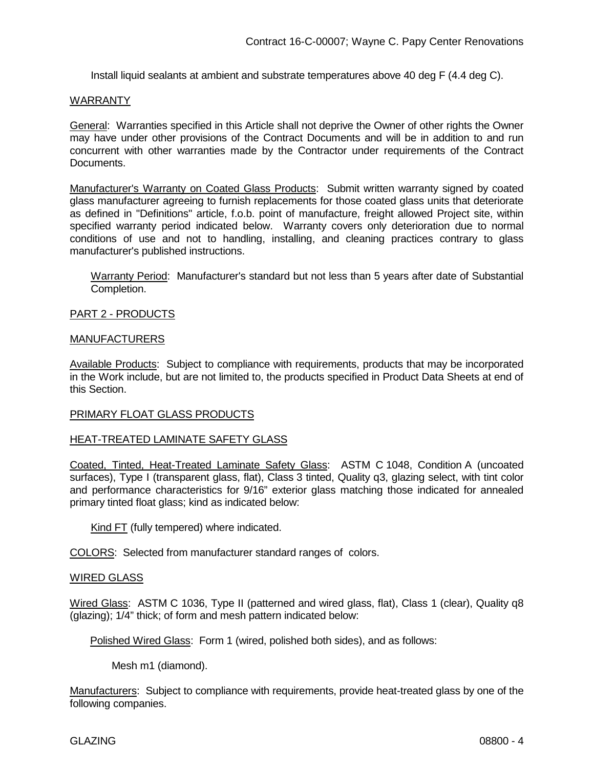Install liquid sealants at ambient and substrate temperatures above 40 deg F (4.4 deg C).

## WARRANTY

General: Warranties specified in this Article shall not deprive the Owner of other rights the Owner may have under other provisions of the Contract Documents and will be in addition to and run concurrent with other warranties made by the Contractor under requirements of the Contract Documents.

Manufacturer's Warranty on Coated Glass Products: Submit written warranty signed by coated glass manufacturer agreeing to furnish replacements for those coated glass units that deteriorate as defined in "Definitions" article, f.o.b. point of manufacture, freight allowed Project site, within specified warranty period indicated below. Warranty covers only deterioration due to normal conditions of use and not to handling, installing, and cleaning practices contrary to glass manufacturer's published instructions.

Warranty Period: Manufacturer's standard but not less than 5 years after date of Substantial Completion.

# PART 2 - PRODUCTS

## MANUFACTURERS

Available Products: Subject to compliance with requirements, products that may be incorporated in the Work include, but are not limited to, the products specified in Product Data Sheets at end of this Section.

## PRIMARY FLOAT GLASS PRODUCTS

## HEAT-TREATED LAMINATE SAFETY GLASS

Coated, Tinted, Heat-Treated Laminate Safety Glass: ASTM C 1048, Condition A (uncoated surfaces), Type I (transparent glass, flat), Class 3 tinted, Quality q3, glazing select, with tint color and performance characteristics for 9/16" exterior glass matching those indicated for annealed primary tinted float glass; kind as indicated below:

Kind FT (fully tempered) where indicated.

COLORS: Selected from manufacturer standard ranges of colors.

## WIRED GLASS

Wired Glass: ASTM C 1036, Type II (patterned and wired glass, flat), Class 1 (clear), Quality q8 (glazing); 1/4" thick; of form and mesh pattern indicated below:

Polished Wired Glass: Form 1 (wired, polished both sides), and as follows:

Mesh m1 (diamond).

Manufacturers: Subject to compliance with requirements, provide heat-treated glass by one of the following companies.